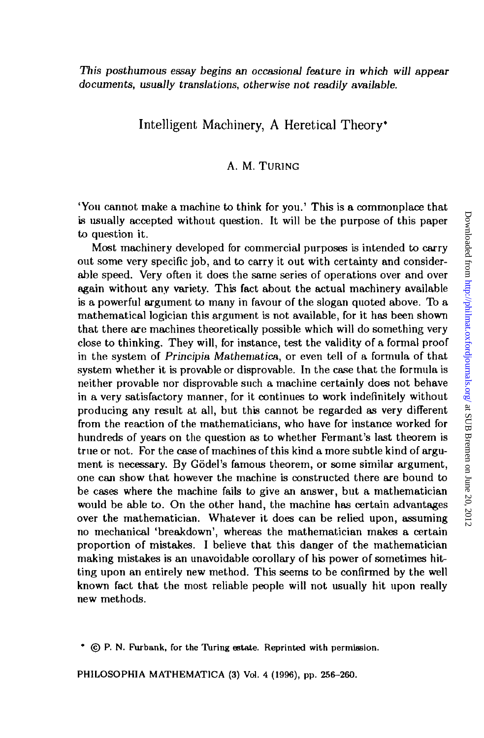*This posthumous essay begins an occasional feature in which will appear documents, usually translations, otherwise not readily available.*

# Intelligent Machinery, A Heretical Theory*

A. M. TURING

'You cannot make a machine to think for you.' This is a commonplace that is usually accepted without question. It will be the purpose of this paper to question it.

Most machinery developed for commercial purposes is intended to carry out some very specific job, and to carry it out with certainty and considerable speed. Very often it does the same series of operations over and over again without any variety. This fact about the actual machinery available is a powerful argument to many in favour of the slogan quoted above. To a mathematical logician this argument is not available, for it has been shown that there are machines theoretically possible which will do something very close to thinking. They will, for instance, test the validity of a formal proof in the system of *Principia Mathematica*, or even tell of a formula of that system whether it is provable or disprovable. In the case that the formula is neither provable nor disprovable such a machine certainly does not behave in a very satisfactory manner, for it continues to work indefinitely without producing any result at all, but this cannot be regarded as very different from the reaction of the mathematicians, who have for instance worked for hundreds of years on the question as to whether Fermant's last theorem is true or not. For the case of machines of this kind a more subtle kind of argument is necessary. By Gödel's famous theorem, or some similar argument, one can show that however the machine is constructed there are bound to be cases where the machine fails to give an answer, but a mathematician would be able to. On the other hand, the machine has certain advantages over the mathematician. Whatever it does can be relied upon, assuming no mechanical 'breakdown', whereas the mathematician makes a certain proportion of mistakes. I believe that this danger of the mathematician making mistakes is an unavoidable corollary of his power of sometimes hitting upon an entirely new method. This seems to be confirmed by the well known fact that the most reliable people will not usually hit upon really new methods.

* © P. N. Furbank, for the Turing estate. Reprinted with permission.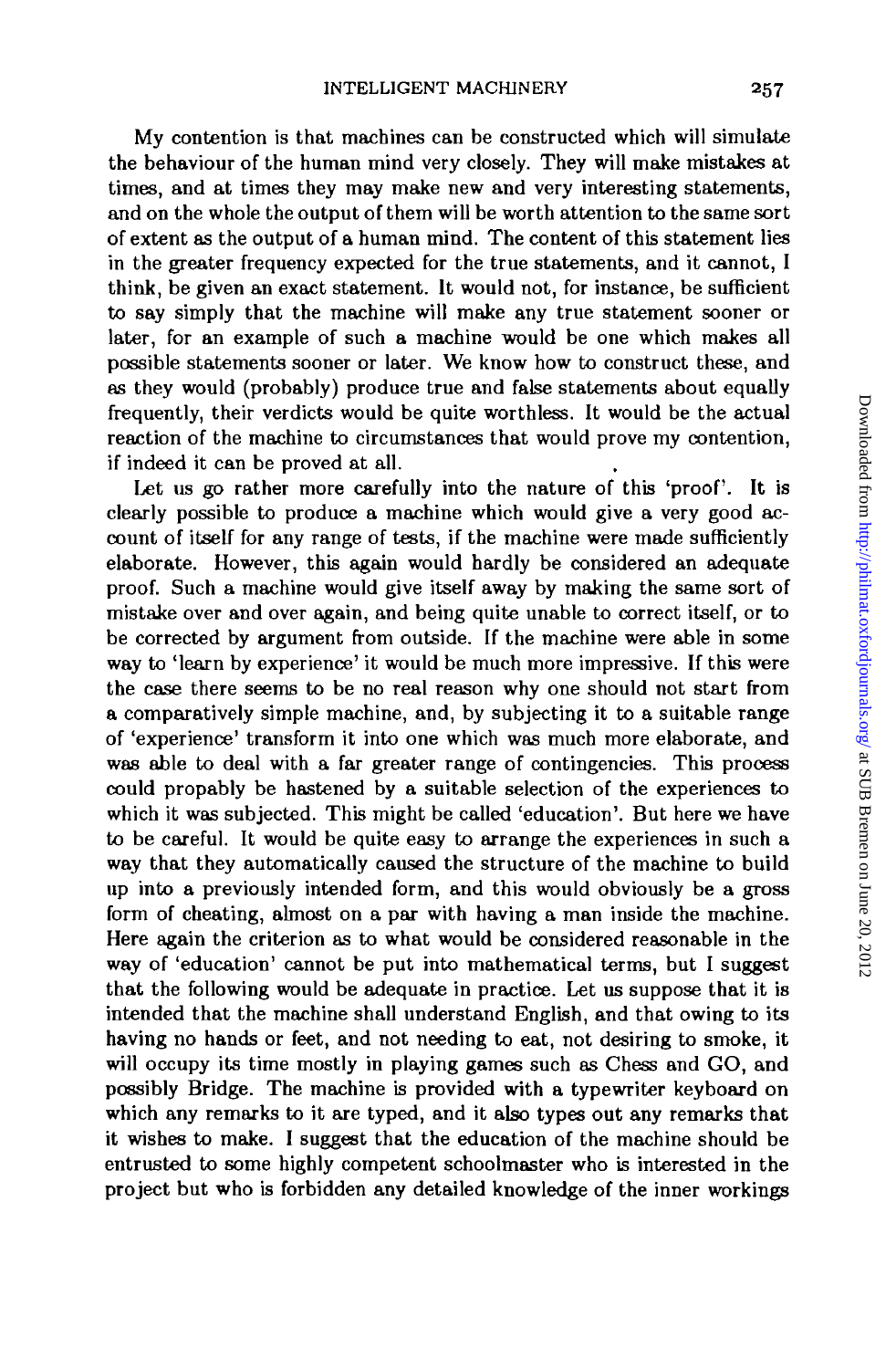My contention is that machines can be constructed which will simulate the behaviour of the human mind very closely. They will make mistakes at times, and at times they may make new and very interesting statements, and on the whole the output of them will be worth attention to the same sort of extent as the output of a human mind. The content of this statement lies in the greater frequency expected for the true statements, and it cannot, I think, be given an exact statement. It would not, for instance, be sufficient to say simply that the machine will make any true statement sooner or later, for an example of such a machine would be one which makes all possible statements sooner or later. We know how to construct these, and as they would (probably) produce true and false statements about equally frequently, their verdicts would be quite worthless. It would be the actual reaction of the machine to circumstances that would prove my contention, if indeed it can be proved at all.

Let us go rather more carefully into the nature of this 'proof'. It is clearly possible to produce a machine which would give a very good account of itself for any range of tests, if the machine were made sufficiently elaborate. However, this again would hardly be considered an adequate proof. Such a machine would give itself away by making the same sort of mistake over and over again, and being quite unable to correct itself, or to be corrected by argument from outside. If the machine were able in some way to 'learn by experience' it would be much more impressive. If this were the case there seems to be no real reason why one should not start from a comparatively simple machine, and, by subjecting it to a suitable range of 'experience' transform it into one which was much more elaborate, and was able to deal with a far greater range of contingencies. This process could propably be hastened by a suitable selection of the experiences to which it was subjected. This might be called 'education'. But here we have to be careful. It would be quite easy to arrange the experiences in such a way that they automatically caused the structure of the machine to build up into a previously intended form, and this would obviously be a gross form of cheating, almost on a par with having a man inside the machine. Here again the criterion as to what would be considered reasonable in the way of 'education' cannot be put into mathematical terms, but I suggest that the following would be adequate in practice. Let us suppose that it is intended that the machine shall understand English, and that owing to its having no hands or feet, and not needing to eat, not desiring to smoke, it will occupy its time mostly in playing games such as Chess and GO, and possibly Bridge. The machine is provided with a typewriter keyboard on which any remarks to it are typed, and it also types out any remarks that it wishes to make. I suggest that the education of the machine should be entrusted to some highly competent schoolmaster who is interested in the project but who is forbidden any detailed knowledge of the inner workings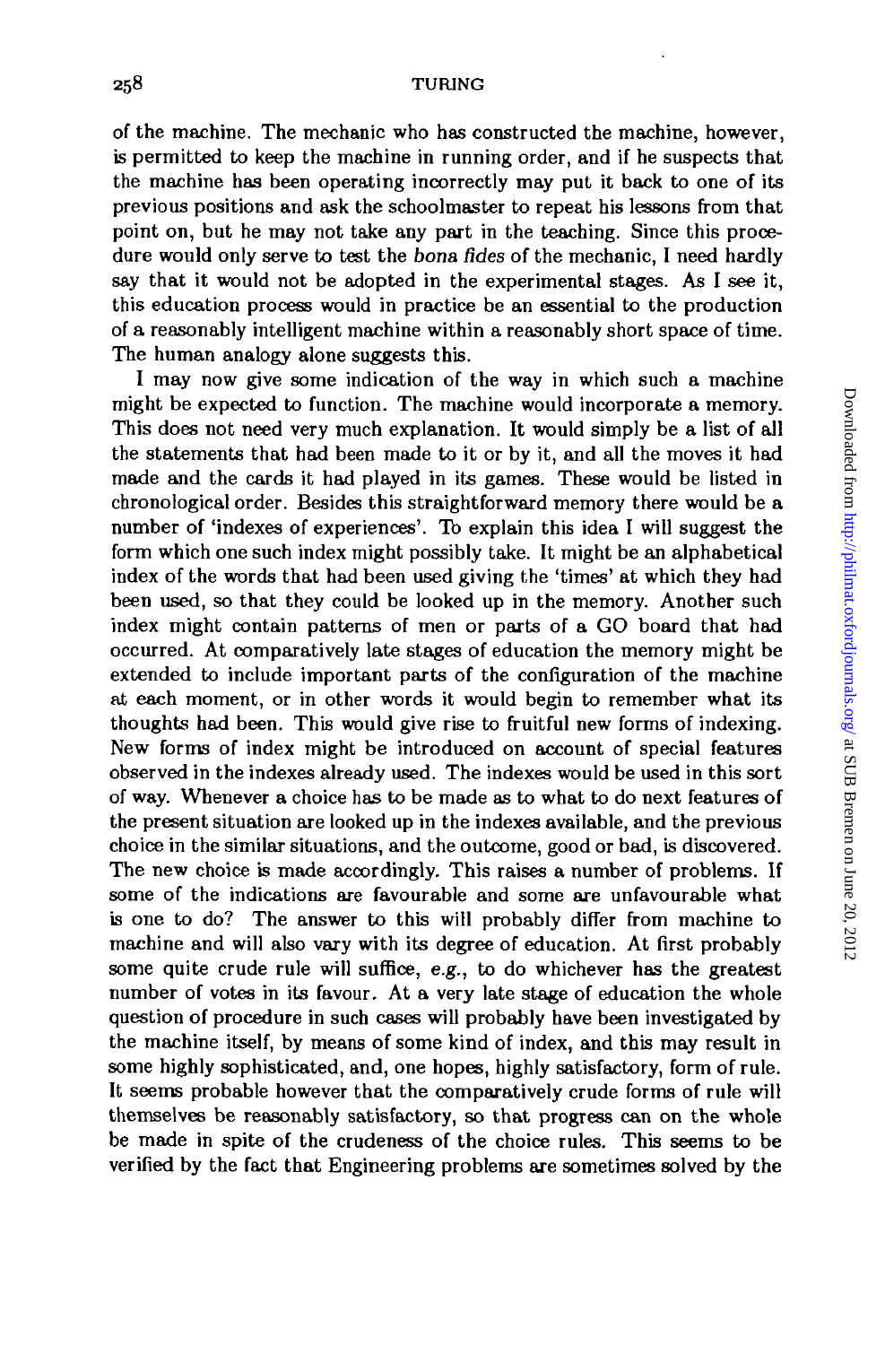of the machine. The mechanic who has constructed the machine, however, is permitted to keep the machine in running order, and if he suspects that the machine has been operating incorrectly may put it back to one of its previous positions and ask the schoolmaster to repeat his lessons from that point on, but he may not take any part in the teaching. Since this procedure would only serve to test the *bona fides* of the mechanic, I need hardly say that it would not be adopted in the experimental stages. As I see it, this education process would in practice be an essential to the production of a reasonably intelligent machine within a reasonably short space of time. The human analogy alone suggests this.

I may now give some indication of the way in which such a machine might be expected to function. The machine would incorporate a memory. This does not need very much explanation. It would simply be a list of all the statements that had been made to it or by it, and all the moves it had made and the cards it had played in its games. These would be listed in chronological order. Besides this straightforward memory there would be a number of 'indexes of experiences'. To explain this idea I will suggest the form which one such index might possibly take. It might be an alphabetical index of the words that had been used giving the 'times' at which they had been used, so that they could be looked up in the memory. Another such index might contain patterns of men or parts of a GO board that had occurred. At comparatively late stages of education the memory might be extended to include important parts of the configuration of the machine at each moment, or in other words it would begin to remember what its thoughts had been. This would give rise to fruitful new forms of indexing. New forms of index might be introduced on account of special features observed in the indexes already used. The indexes would be used in this sort of way. Whenever a choice has to be made as to what to do next features of the present situation are looked up in the indexes available, and the previous choice in the similar situations, and the outcome, good or bad, is discovered. The new choice is made accordingly. This raises a number of problems. If some of the indications are favourable and some are unfavourable what is one to do? The answer to this will probably differ from machine to machine and will also vary with its degree of education. At first probably some quite crude rule will suffice, *e.g.*, to do whichever has the greatest number of votes in its favour. At a very late stage of education the whole question of procedure in such cases will probably have been investigated by the machine itself, by means of some kind of index, and this may result in some highly sophisticated, and, one hopes, highly satisfactory, form of rule. It seems probable however that the comparatively crude forms of rule will themselves be reasonably satisfactory, so that progress can on the whole be made in spite of the crudeness of the choice rules. This seems to be verified by the fact that Engineering problems are sometimes solved by the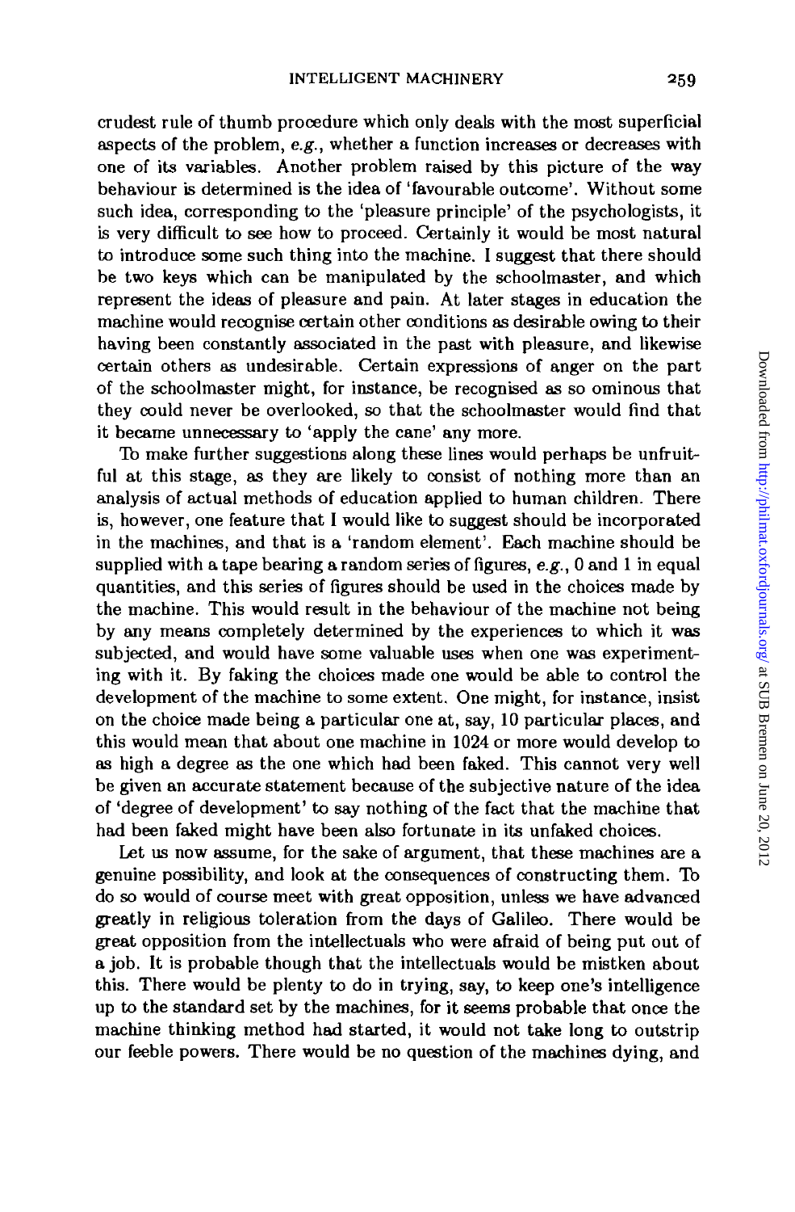crudest rule of thumb procedure which only deals with the most superficial aspects of the problem, *e.g.*, whether a function increases or decreases with one of its variables. Another problem raised by this picture of the way behaviour is determined is the idea of 'favourable outcome'. Without some such idea, corresponding to the 'pleasure principle' of the psychologists, it is very difficult to see how to proceed. Certainly it would be most natural to introduce some such thing into the machine. I suggest that there should be two keys which can be manipulated by the schoolmaster, and which represent the ideas of pleasure and pain. At later stages in education the machine would recognise certain other conditions as desirable owing to their having been constantly associated in the past with pleasure, and likewise certain others as undesirable. Certain expressions of anger on the part of the schoolmaster might, for instance, be recognised as so ominous that they could never be overlooked, so that the schoolmaster would find that it became unnecessary to 'apply the cane' any more.

To make further suggestions along these lines would perhaps be unfruitful at this stage, as they are likely to consist of nothing more than an analysis of actual methods of education applied to human children. There is, however, one feature that I would like to suggest should be incorporated in the machines, and that is a 'random element'. Each machine should be supplied with a tape bearing a random series of figures, *e.g.*, 0 and 1 in equal quantities, and this series of figures should be used in the choices made by the machine. This would result in the behaviour of the machine not being by any means completely determined by the experiences to which it was subjected, and would have some valuable uses when one was experimenting with it. By faking the choices made one would be able to control the development of the machine to some extent. One might, for instance, insist on the choice made being a particular one at, say, 10 particular places, and this would mean that about one machine in 1024 or more would develop to as high a degree as the one which had been faked. This cannot very well be given an accurate statement because of the subjective nature of the idea of 'degree of development' to say nothing of the fact that the machine that had been faked might have been also fortunate in its unfaked choices.

Let us now assume, for the sake of argument, that these machines are a genuine possibility, and look at the consequences of constructing them. To do so would of course meet with great opposition, unless we have advanced greatly in religious toleration from the days of Galileo. There would be great opposition from the intellectuals who were afraid of being put out of a job. It is probable though that the intellectuals would be mistken about this. There would be plenty to do in trying, say, to keep one's intelligence up to the standard set by the machines, for it seems probable that once the machine thinking method had started, it would not take long to outstrip our feeble powers. There would be no question of the machines dying, and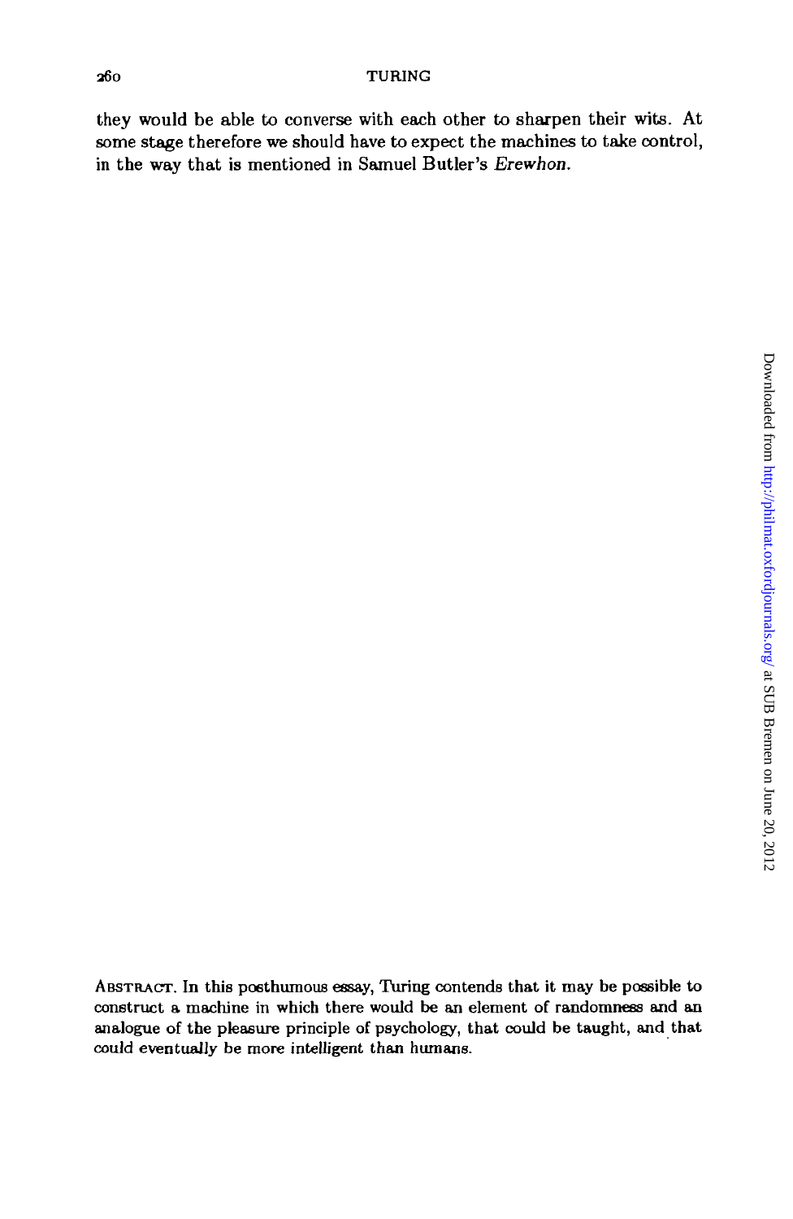they would be able to converse with each other to sharpen their wits. At some stage therefore we should have to expect the machines to take control, in the way that is mentioned in Samuel Butler's *Erewhon*.

ABSTRACT. In this posthumous essay, Turing contends that it may be possible to construct a machine in which there would be an element of randomness and an analogue of the pleasure principle of psychology, that could be taught, and that could eventually be more intelligent than humans.